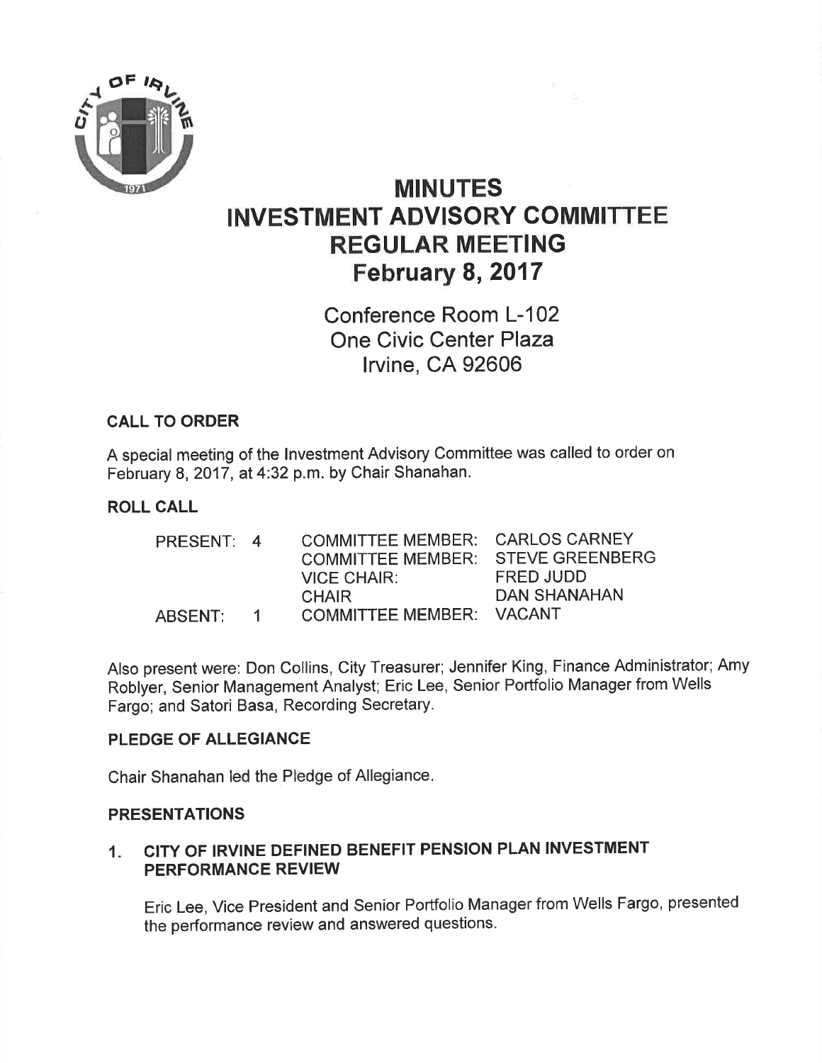# MINUTES
# INVESTMENT ADVISORY COMMITTEE
# REGULAR MEETING
# February 8, 2017

Conference Room L-102
One Civic Center Plaza
Irvine, CA 92606

## CALL TO ORDER

A special meeting of the Investment Advisory Committee was called to order on February 8, 2017, at 4:32 p.m. by Chair Shanahan.

## ROLL CALL

| | | | |
|---|---|---|---|
| PRESENT: | 4 | COMMITTEE MEMBER: | CARLOS CARNEY |
| | | COMMITTEE MEMBER: | STEVE GREENBERG |
| | | VICE CHAIR: | FRED JUDD |
| | | CHAIR | DAN SHANAHAN |
| ABSENT: | 1 | COMMITTEE MEMBER: | VACANT |

Also present were: Don Collins, City Treasurer; Jennifer King, Finance Administrator; Amy Roblyer, Senior Management Analyst; Eric Lee, Senior Portfolio Manager from Wells Fargo; and Satori Basa, Recording Secretary.

## PLEDGE OF ALLEGIANCE

Chair Shanahan led the Pledge of Allegiance.

## PRESENTATIONS

1. **CITY OF IRVINE DEFINED BENEFIT PENSION PLAN INVESTMENT PERFORMANCE REVIEW**

   Eric Lee, Vice President and Senior Portfolio Manager from Wells Fargo, presented the performance review and answered questions.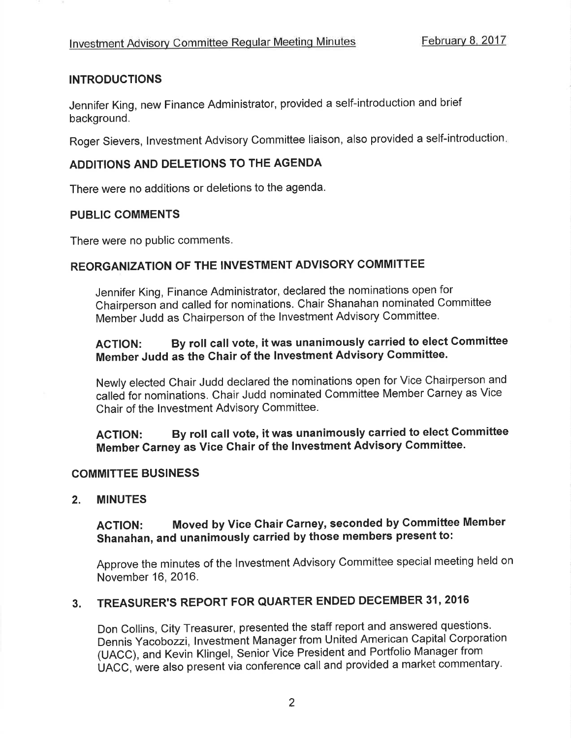## INTRODUCTIONS

Jennifer King, new Finance Administrator, provided a self-introduction and brief background.

Roger Sievers, Investment Advisory Committee liaison, also provided a self-introduction.

## ADDITIONS AND DELETIONS TO THE AGENDA

There were no additions or deletions to the agenda.

## PUBLIC COMMENTS

There were no public comments.

## REORGANIZATION OF THE INVESTMENT ADVISORY COMMITTEE

Jennifer King, Finance Administrator, declared the nominations open for Chairperson and called for nominations. Chair Shanahan nominated Committee Member Judd as Chairperson of the Investment Advisory Committee.

**ACTION: By roll call vote, it was unanimously carried to elect Committee Member Judd as the Chair of the Investment Advisory Committee.**

Newly elected Chair Judd declared the nominations open for Vice Chairperson and called for nominations. Chair Judd nominated Committee Member Carney as Vice Chair of the Investment Advisory Committee.

**ACTION: By roll call vote, it was unanimously carried to elect Committee Member Carney as Vice Chair of the Investment Advisory Committee.**

## COMMITTEE BUSINESS

### 2. MINUTES

**ACTION: Moved by Vice Chair Carney, seconded by Committee Member Shanahan, and unanimously carried by those members present to:**

Approve the minutes of the Investment Advisory Committee special meeting held on November 16, 2016.

### 3. TREASURER'S REPORT FOR QUARTER ENDED DECEMBER 31, 2016

Don Collins, City Treasurer, presented the staff report and answered questions. Dennis Yacobozzi, Investment Manager from United American Capital Corporation (UACC), and Kevin Klingel, Senior Vice President and Portfolio Manager from UACC, were also present via conference call and provided a market commentary.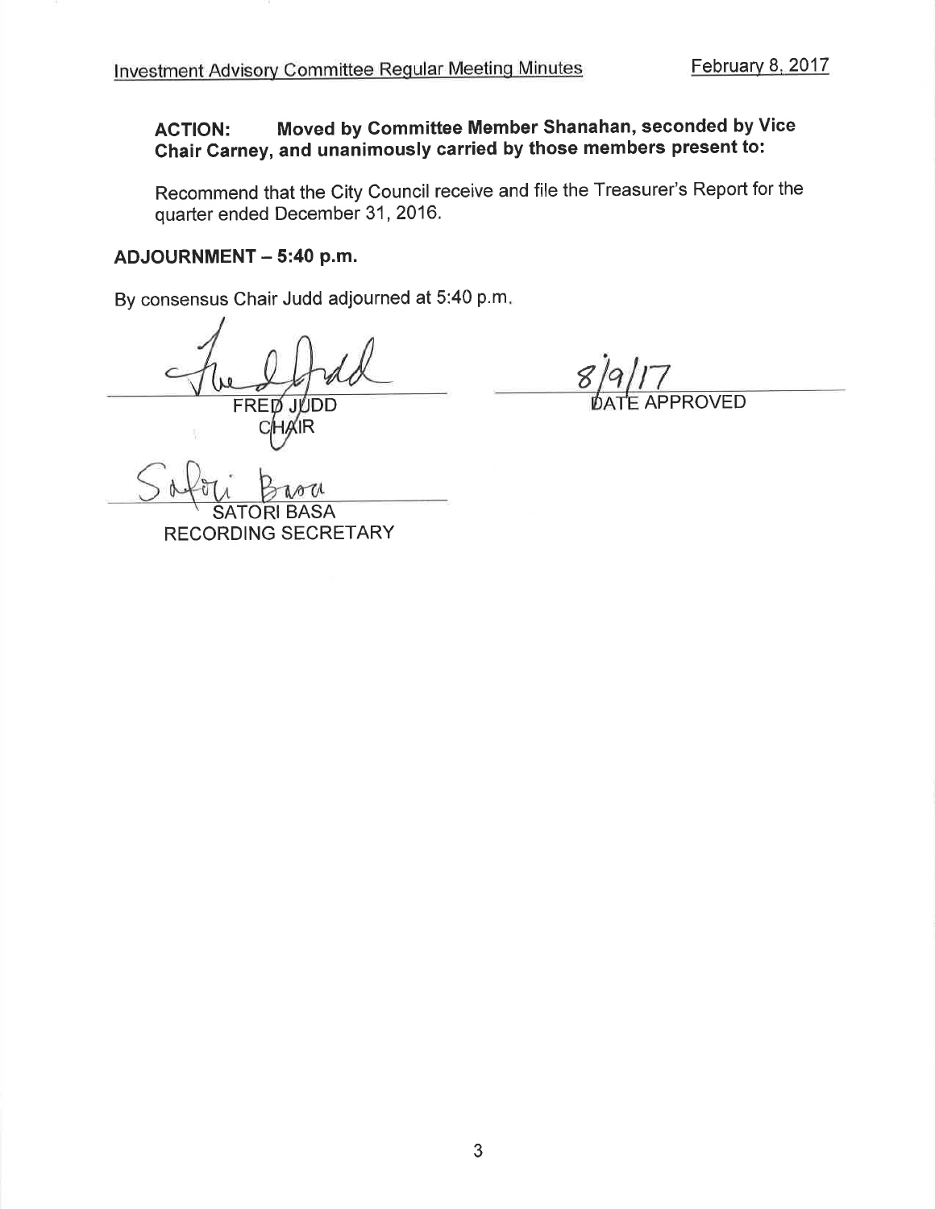**ACTION: Moved by Committee Member Shanahan, seconded by Vice Chair Carney, and unanimously carried by those members present to:**

Recommend that the City Council receive and file the Treasurer's Report for the quarter ended December 31, 2016.

**ADJOURNMENT – 5:40 p.m.**

By consensus Chair Judd adjourned at 5:40 p.m.

FRED JUDD
CHAIR

8/9/17
DATE APPROVED

SATORI BASA
RECORDING SECRETARY